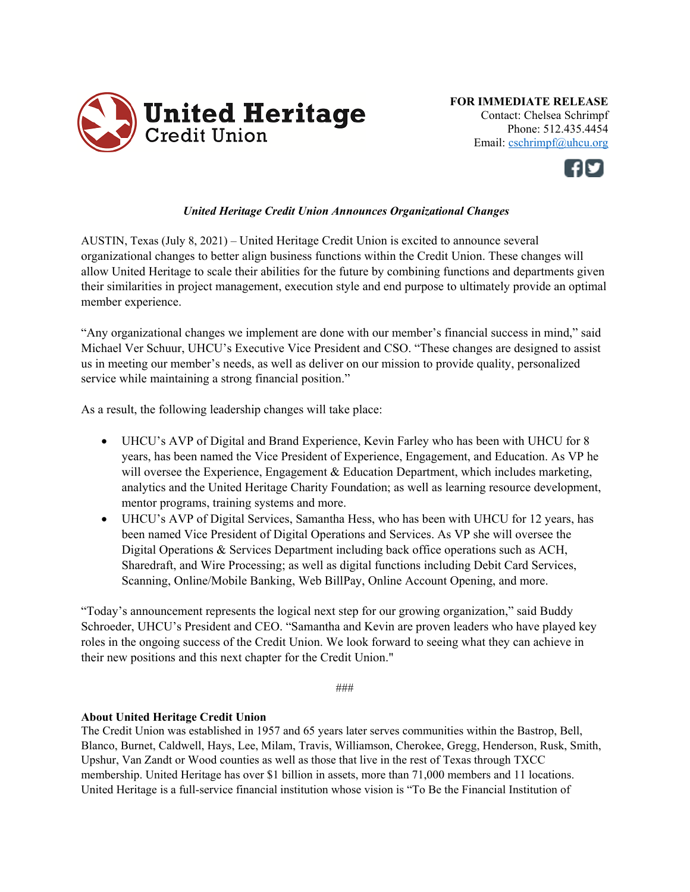**United Heritage Credit Union**

**FOR IMMEDIATE RELEASE**
Contact: Chelsea Schrimpf
Phone: 512.435.4454
Email: cschrimpf@uhcu.org

***United Heritage Credit Union Announces Organizational Changes***

AUSTIN, Texas (July 8, 2021) – United Heritage Credit Union is excited to announce several organizational changes to better align business functions within the Credit Union. These changes will allow United Heritage to scale their abilities for the future by combining functions and departments given their similarities in project management, execution style and end purpose to ultimately provide an optimal member experience.

"Any organizational changes we implement are done with our member's financial success in mind," said Michael Ver Schuur, UHCU's Executive Vice President and CSO. "These changes are designed to assist us in meeting our member's needs, as well as deliver on our mission to provide quality, personalized service while maintaining a strong financial position."

As a result, the following leadership changes will take place:

- UHCU's AVP of Digital and Brand Experience, Kevin Farley who has been with UHCU for 8 years, has been named the Vice President of Experience, Engagement, and Education. As VP he will oversee the Experience, Engagement & Education Department, which includes marketing, analytics and the United Heritage Charity Foundation; as well as learning resource development, mentor programs, training systems and more.
- UHCU's AVP of Digital Services, Samantha Hess, who has been with UHCU for 12 years, has been named Vice President of Digital Operations and Services. As VP she will oversee the Digital Operations & Services Department including back office operations such as ACH, Sharedraft, and Wire Processing; as well as digital functions including Debit Card Services, Scanning, Online/Mobile Banking, Web BillPay, Online Account Opening, and more.

"Today's announcement represents the logical next step for our growing organization," said Buddy Schroeder, UHCU's President and CEO. "Samantha and Kevin are proven leaders who have played key roles in the ongoing success of the Credit Union. We look forward to seeing what they can achieve in their new positions and this next chapter for the Credit Union."

###

**About United Heritage Credit Union**
The Credit Union was established in 1957 and 65 years later serves communities within the Bastrop, Bell, Blanco, Burnet, Caldwell, Hays, Lee, Milam, Travis, Williamson, Cherokee, Gregg, Henderson, Rusk, Smith, Upshur, Van Zandt or Wood counties as well as those that live in the rest of Texas through TXCC membership. United Heritage has over $1 billion in assets, more than 71,000 members and 11 locations. United Heritage is a full-service financial institution whose vision is "To Be the Financial Institution of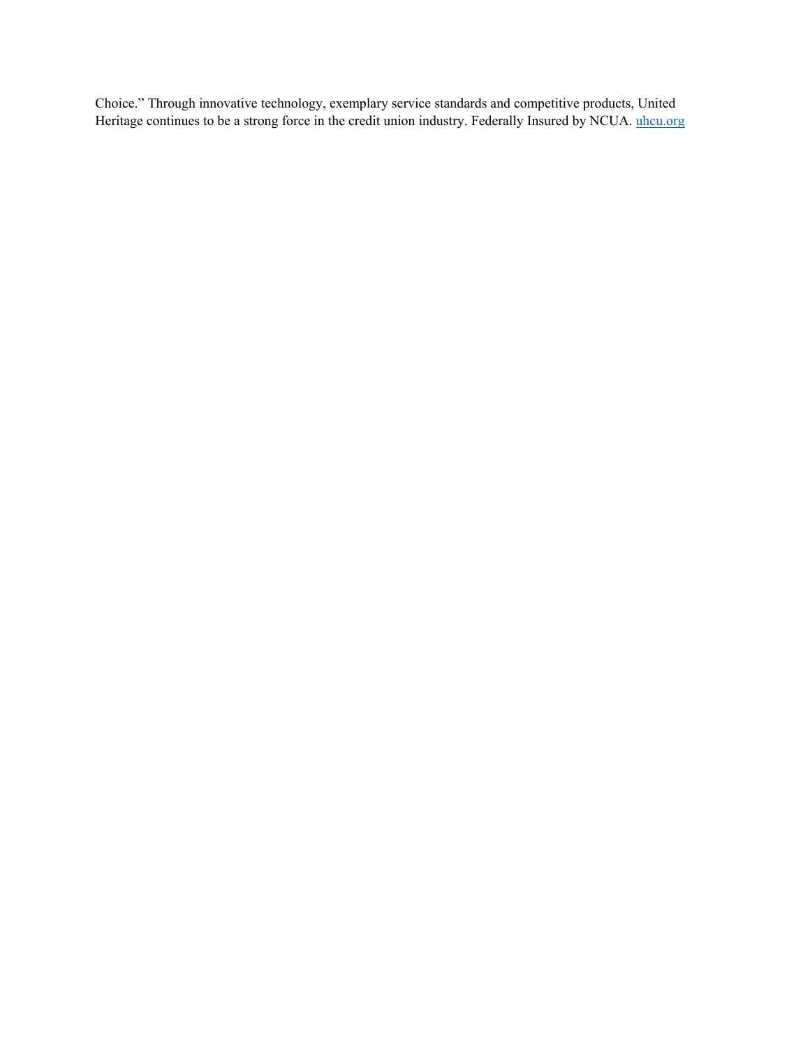Choice." Through innovative technology, exemplary service standards and competitive products, United Heritage continues to be a strong force in the credit union industry. Federally Insured by NCUA. [uhcu.org](uhcu.org)